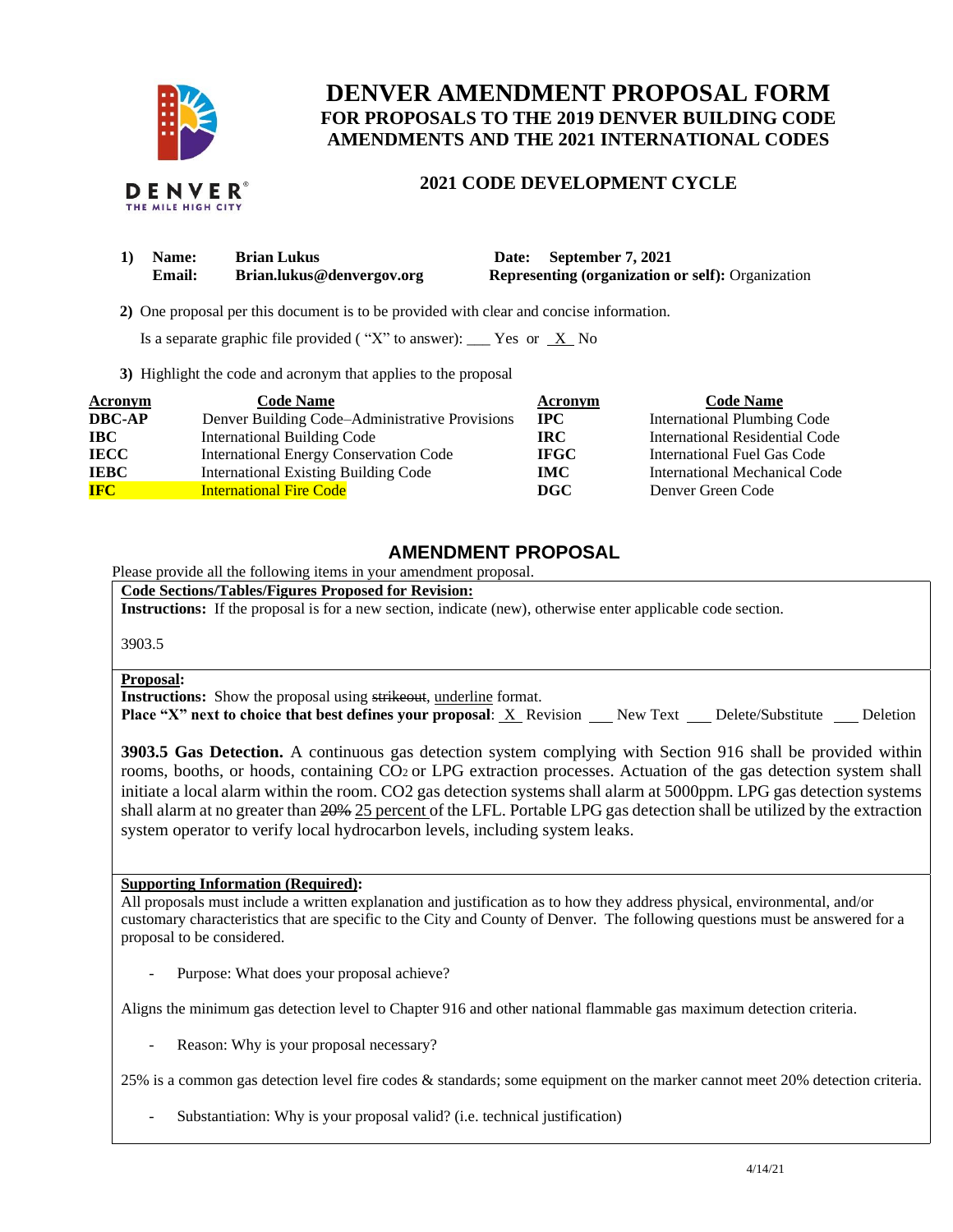# DENVER AMENDMENT PROPOSAL FORM

## FOR PROPOSALS TO THE 2019 DENVER BUILDING CODE AMENDMENTS AND THE 2021 INTERNATIONAL CODES

### 2021 CODE DEVELOPMENT CYCLE

1) **Name:** **Brian Lukus** **Date:** **September 7, 2021**
   **Email:** **Brian.lukus@denvergov.org** **Representing (organization or self):** Organization

2) One proposal per this document is to be provided with clear and concise information.

   Is a separate graphic file provided ( "X" to answer): ___ Yes or _X_ No

3) Highlight the code and acronym that applies to the proposal

| Acronym | Code Name | Acronym | Code Name |
|---|---|---|---|
| **DBC-AP** | Denver Building Code–Administrative Provisions | **IPC** | International Plumbing Code |
| **IBC** | International Building Code | **IRC** | International Residential Code |
| **IECC** | International Energy Conservation Code | **IFGC** | International Fuel Gas Code |
| **IEBC** | International Existing Building Code | **IMC** | International Mechanical Code |
| **IFC** (highlighted) | International Fire Code (highlighted) | **DGC** | Denver Green Code |

## AMENDMENT PROPOSAL

Please provide all the following items in your amendment proposal.

**Code Sections/Tables/Figures Proposed for Revision:**

**Instructions:** If the proposal is for a new section, indicate (new), otherwise enter applicable code section.

3903.5

**Proposal:**

**Instructions:** Show the proposal using ~~strikeout~~, <u>underline</u> format.

**Place "X" next to choice that best defines your proposal**: _X_ Revision ___ New Text ___ Delete/Substitute ___ Deletion

**3903.5 Gas Detection.** A continuous gas detection system complying with Section 916 shall be provided within rooms, booths, or hoods, containing $CO_2$ or LPG extraction processes. Actuation of the gas detection system shall initiate a local alarm within the room. CO2 gas detection systems shall alarm at 5000ppm. LPG gas detection systems shall alarm at no greater than ~~20%~~ <u>25 percent</u> of the LFL. Portable LPG gas detection shall be utilized by the extraction system operator to verify local hydrocarbon levels, including system leaks.

**Supporting Information (Required):**

All proposals must include a written explanation and justification as to how they address physical, environmental, and/or customary characteristics that are specific to the City and County of Denver. The following questions must be answered for a proposal to be considered.

- Purpose: What does your proposal achieve?

Aligns the minimum gas detection level to Chapter 916 and other national flammable gas maximum detection criteria.

- Reason: Why is your proposal necessary?

25% is a common gas detection level fire codes & standards; some equipment on the marker cannot meet 20% detection criteria.

- Substantiation: Why is your proposal valid? (i.e. technical justification)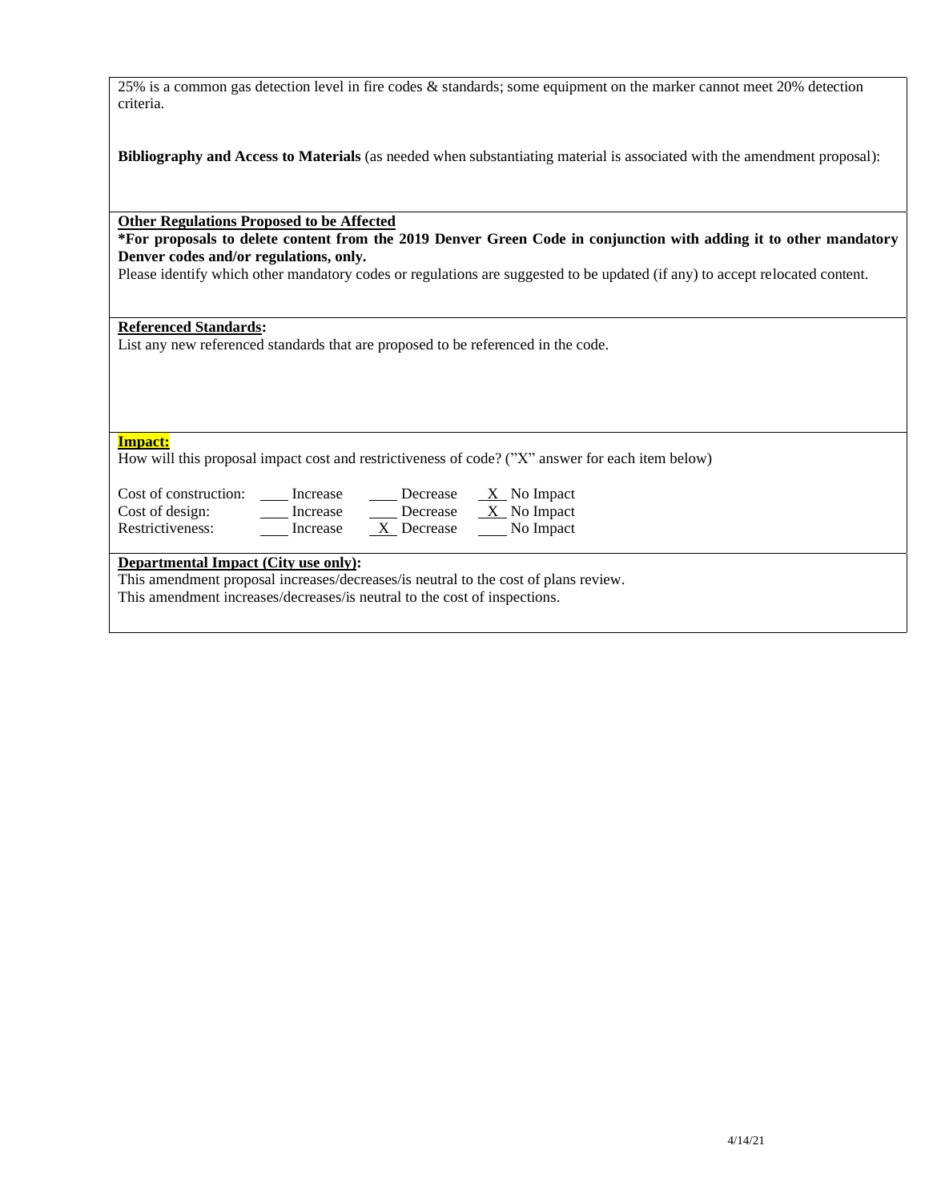25% is a common gas detection level in fire codes & standards; some equipment on the marker cannot meet 20% detection criteria.

**Bibliography and Access to Materials** (as needed when substantiating material is associated with the amendment proposal):

**Other Regulations Proposed to be Affected**

***For proposals to delete content from the 2019 Denver Green Code in conjunction with adding it to other mandatory Denver codes and/or regulations, only.**

Please identify which other mandatory codes or regulations are suggested to be updated (if any) to accept relocated content.

**Referenced Standards:**

List any new referenced standards that are proposed to be referenced in the code.

**Impact:**

How will this proposal impact cost and restrictiveness of code? (”X” answer for each item below)

| | | | |
|---|---|---|---|
| Cost of construction: | ___ Increase | ___ Decrease | _X_ No Impact |
| Cost of design: | ___ Increase | ___ Decrease | _X_ No Impact |
| Restrictiveness: | ___ Increase | _X_ Decrease | ___ No Impact |

**Departmental Impact (City use only):**

This amendment proposal increases/decreases/is neutral to the cost of plans review.

This amendment increases/decreases/is neutral to the cost of inspections.